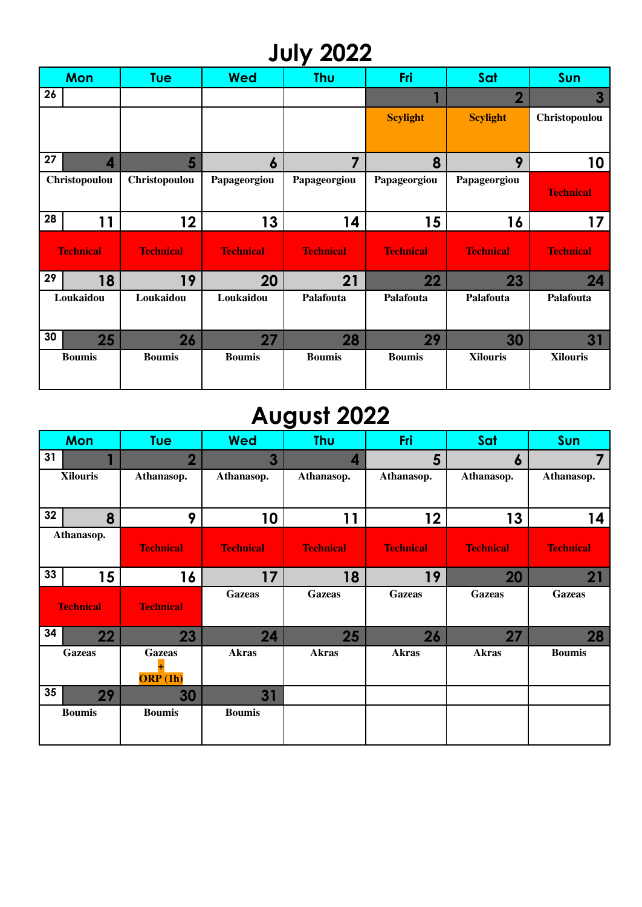# July 2022

| Wk | Mon | Tue | Wed | Thu | Fri | Sat | Sun |
|---|---|---|---|---|---|---|---|
| 26 | | | | | 1 | 2 | 3 |
| | | | | | Scylight | Scylight | Christopoulou |
| 27 | 4 | 5 | 6 | 7 | 8 | 9 | 10 |
| | Christopoulou | Christopoulou | Papageorgiou | Papageorgiou | Papageorgiou | Papageorgiou | Technical |
| 28 | 11 | 12 | 13 | 14 | 15 | 16 | 17 |
| | Technical | Technical | Technical | Technical | Technical | Technical | Technical |
| 29 | 18 | 19 | 20 | 21 | 22 | 23 | 24 |
| | Loukaidou | Loukaidou | Loukaidou | Palafouta | Palafouta | Palafouta | Palafouta |
| 30 | 25 | 26 | 27 | 28 | 29 | 30 | 31 |
| | Boumis | Boumis | Boumis | Boumis | Boumis | Xilouris | Xilouris |

# August 2022

| Wk | Mon | Tue | Wed | Thu | Fri | Sat | Sun |
|---|---|---|---|---|---|---|---|
| 31 | 1 | 2 | 3 | 4 | 5 | 6 | 7 |
| | Xilouris | Athanasop. | Athanasop. | Athanasop. | Athanasop. | Athanasop. | Athanasop. |
| 32 | 8 | 9 | 10 | 11 | 12 | 13 | 14 |
| | Athanasop. | Technical | Technical | Technical | Technical | Technical | Technical |
| 33 | 15 | 16 | 17 | 18 | 19 | 20 | 21 |
| | Technical | Technical | Gazeas | Gazeas | Gazeas | Gazeas | Gazeas |
| 34 | 22 | 23 | 24 | 25 | 26 | 27 | 28 |
| | Gazeas | Gazeas + ORP (1h) | Akras | Akras | Akras | Akras | Boumis |
| 35 | 29 | 30 | 31 | | | | |
| | Boumis | Boumis | Boumis | | | | |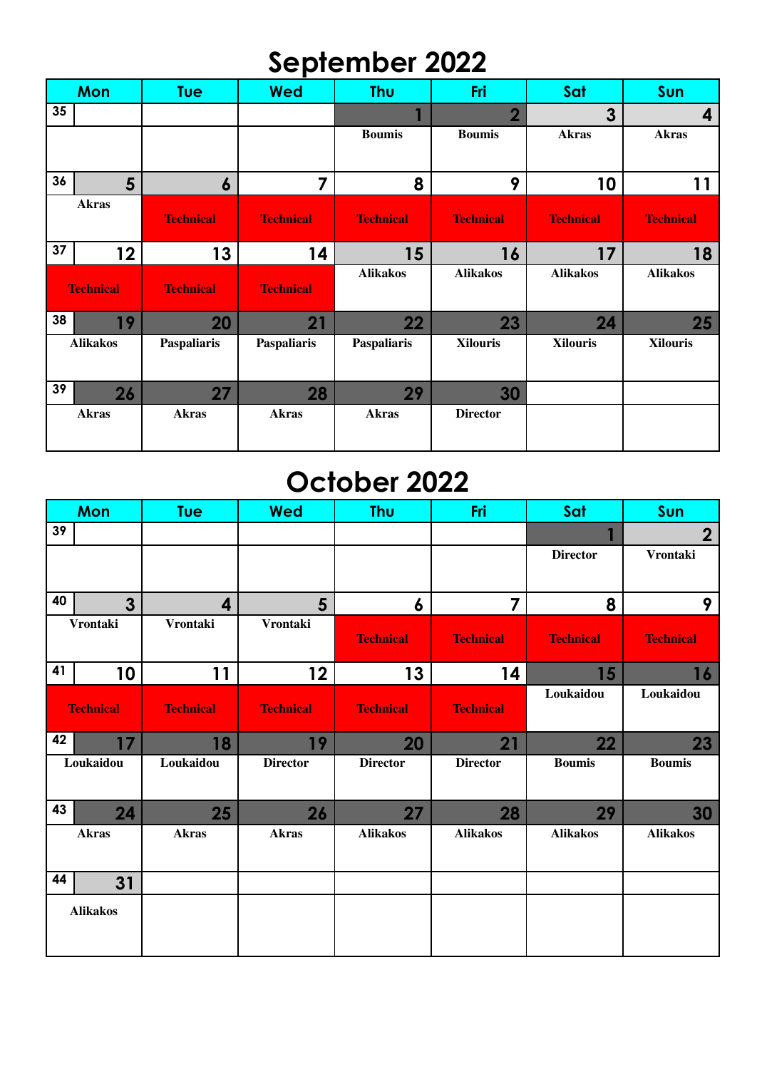# September 2022

| Week | Mon | Tue | Wed | Thu | Fri | Sat | Sun |
|---|---|---|---|---|---|---|---|
| 35 | | | | 1 Boumis | 2 Boumis | 3 Akras | 4 Akras |
| 36 | 5 Akras | 6 Technical | 7 Technical | 8 Technical | 9 Technical | 10 Technical | 11 Technical |
| 37 | 12 Technical | 13 Technical | 14 Technical | 15 Alikakos | 16 Alikakos | 17 Alikakos | 18 Alikakos |
| 38 | 19 Alikakos | 20 Paspaliaris | 21 Paspaliaris | 22 Paspaliaris | 23 Xilouris | 24 Xilouris | 25 Xilouris |
| 39 | 26 Akras | 27 Akras | 28 Akras | 29 Akras | 30 Director | | |

# October 2022

| Week | Mon | Tue | Wed | Thu | Fri | Sat | Sun |
|---|---|---|---|---|---|---|---|
| 39 | | | | | | 1 Director | 2 Vrontaki |
| 40 | 3 Vrontaki | 4 Vrontaki | 5 Vrontaki | 6 Technical | 7 Technical | 8 Technical | 9 Technical |
| 41 | 10 Technical | 11 Technical | 12 Technical | 13 Technical | 14 Technical | 15 Loukaidou | 16 Loukaidou |
| 42 | 17 Loukaidou | 18 Loukaidou | 19 Director | 20 Director | 21 Director | 22 Boumis | 23 Boumis |
| 43 | 24 Akras | 25 Akras | 26 Akras | 27 Alikakos | 28 Alikakos | 29 Alikakos | 30 Alikakos |
| 44 | 31 Alikakos | | | | | | |